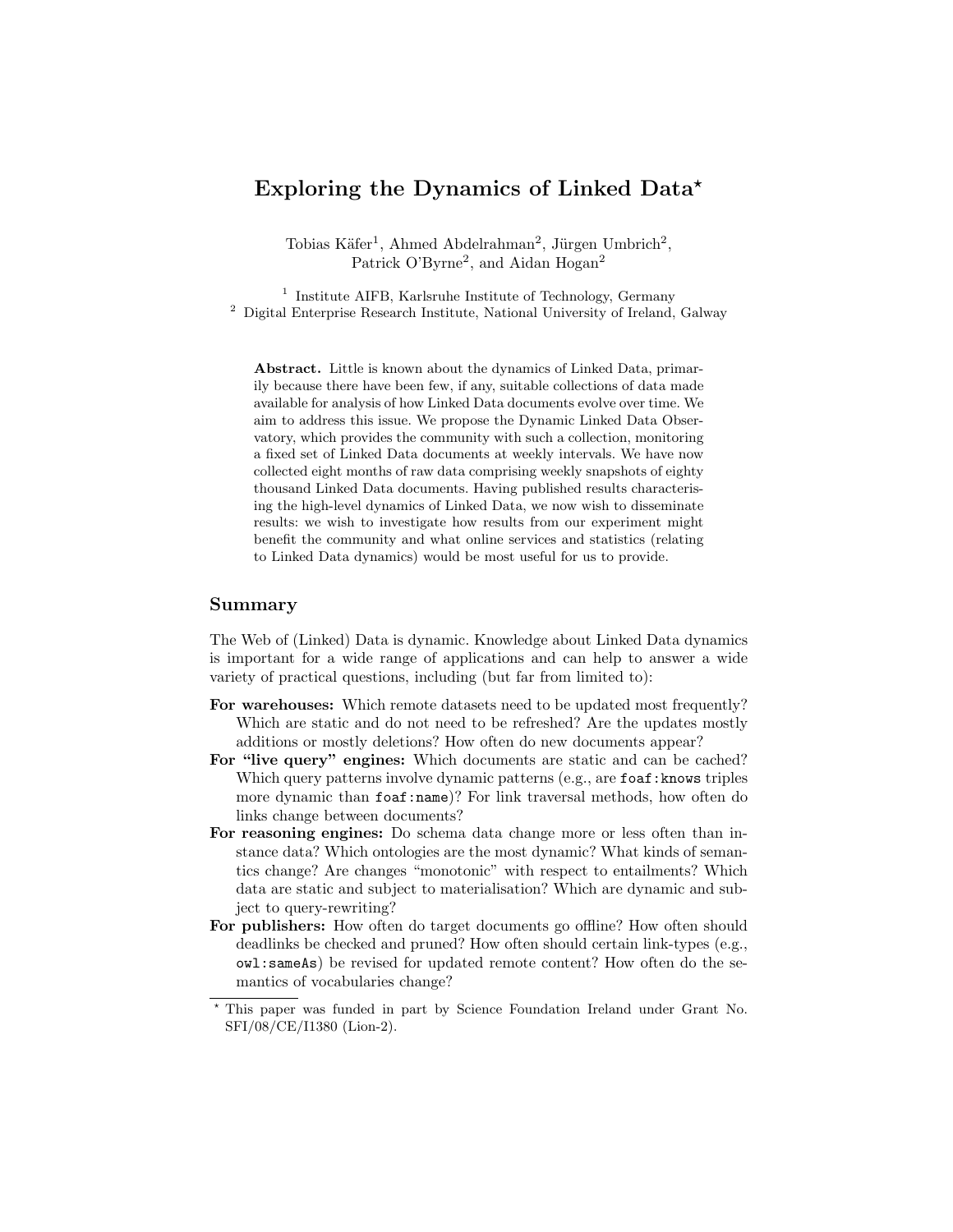# Exploring the Dynamics of Linked Data*

Tobias Käfer[1], Ahmed Abdelrahman[2], Jürgen Umbrich[2], Patrick O'Byrne[2], and Aidan Hogan[2]

[1] Institute AIFB, Karlsruhe Institute of Technology, Germany
[2] Digital Enterprise Research Institute, National University of Ireland, Galway

**Abstract.** Little is known about the dynamics of Linked Data, primarily because there have been few, if any, suitable collections of data made available for analysis of how Linked Data documents evolve over time. We aim to address this issue. We propose the Dynamic Linked Data Observatory, which provides the community with such a collection, monitoring a fixed set of Linked Data documents at weekly intervals. We have now collected eight months of raw data comprising weekly snapshots of eighty thousand Linked Data documents. Having published results characterising the high-level dynamics of Linked Data, we now wish to disseminate results: we wish to investigate how results from our experiment might benefit the community and what online services and statistics (relating to Linked Data dynamics) would be most useful for us to provide.

## Summary

The Web of (Linked) Data is dynamic. Knowledge about Linked Data dynamics is important for a wide range of applications and can help to answer a wide variety of practical questions, including (but far from limited to):

- **For warehouses:** Which remote datasets need to be updated most frequently? Which are static and do not need to be refreshed? Are the updates mostly additions or mostly deletions? How often do new documents appear?
- **For "live query" engines:** Which documents are static and can be cached? Which query patterns involve dynamic patterns (e.g., are `foaf:knows` triples more dynamic than `foaf:name`)? For link traversal methods, how often do links change between documents?
- **For reasoning engines:** Do schema data change more or less often than instance data? Which ontologies are the most dynamic? What kinds of semantics change? Are changes "monotonic" with respect to entailments? Which data are static and subject to materialisation? Which are dynamic and subject to query-rewriting?
- **For publishers:** How often do target documents go offline? How often should deadlinks be checked and pruned? How often should certain link-types (e.g., `owl:sameAs`) be revised for updated remote content? How often do the semantics of vocabularies change?

* This paper was funded in part by Science Foundation Ireland under Grant No. SFI/08/CE/I1380 (Lion-2).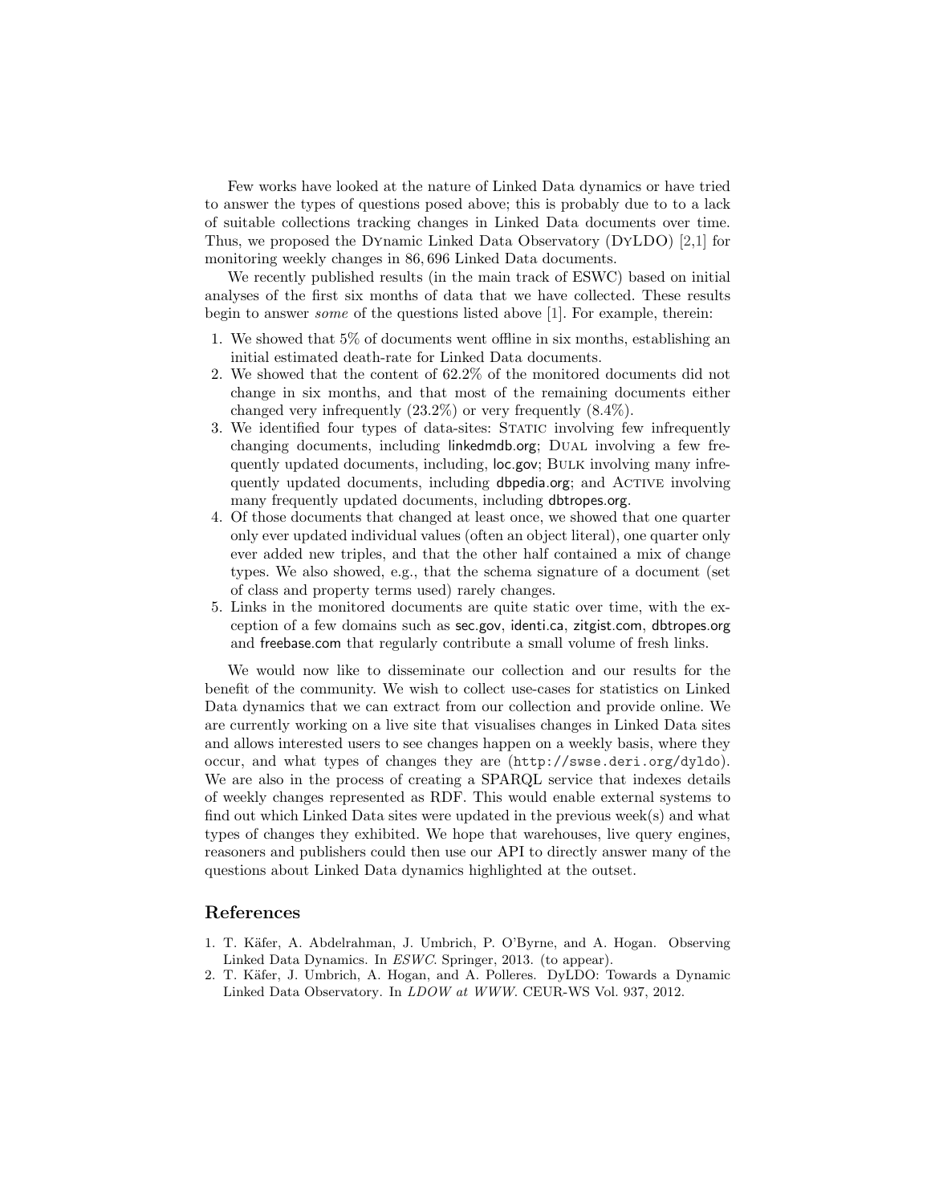Few works have looked at the nature of Linked Data dynamics or have tried to answer the types of questions posed above; this is probably due to to a lack of suitable collections tracking changes in Linked Data documents over time. Thus, we proposed the Dynamic Linked Data Observatory (DyLDO) [2,1] for monitoring weekly changes in 86,696 Linked Data documents.

We recently published results (in the main track of ESWC) based on initial analyses of the first six months of data that we have collected. These results begin to answer *some* of the questions listed above [1]. For example, therein:

1. We showed that 5% of documents went offline in six months, establishing an initial estimated death-rate for Linked Data documents.
2. We showed that the content of 62.2% of the monitored documents did not change in six months, and that most of the remaining documents either changed very infrequently (23.2%) or very frequently (8.4%).
3. We identified four types of data-sites: Static involving few infrequently changing documents, including linkedmdb.org; Dual involving a few frequently updated documents, including, loc.gov; Bulk involving many infrequently updated documents, including dbpedia.org; and Active involving many frequently updated documents, including dbtropes.org.
4. Of those documents that changed at least once, we showed that one quarter only ever updated individual values (often an object literal), one quarter only ever added new triples, and that the other half contained a mix of change types. We also showed, e.g., that the schema signature of a document (set of class and property terms used) rarely changes.
5. Links in the monitored documents are quite static over time, with the exception of a few domains such as sec.gov, identi.ca, zitgist.com, dbtropes.org and freebase.com that regularly contribute a small volume of fresh links.

We would now like to disseminate our collection and our results for the benefit of the community. We wish to collect use-cases for statistics on Linked Data dynamics that we can extract from our collection and provide online. We are currently working on a live site that visualises changes in Linked Data sites and allows interested users to see changes happen on a weekly basis, where they occur, and what types of changes they are (`http://swse.deri.org/dyldo`). We are also in the process of creating a SPARQL service that indexes details of weekly changes represented as RDF. This would enable external systems to find out which Linked Data sites were updated in the previous week(s) and what types of changes they exhibited. We hope that warehouses, live query engines, reasoners and publishers could then use our API to directly answer many of the questions about Linked Data dynamics highlighted at the outset.

## References

1. T. Käfer, A. Abdelrahman, J. Umbrich, P. O'Byrne, and A. Hogan. Observing Linked Data Dynamics. In *ESWC*. Springer, 2013. (to appear).
2. T. Käfer, J. Umbrich, A. Hogan, and A. Polleres. DyLDO: Towards a Dynamic Linked Data Observatory. In *LDOW at WWW*. CEUR-WS Vol. 937, 2012.